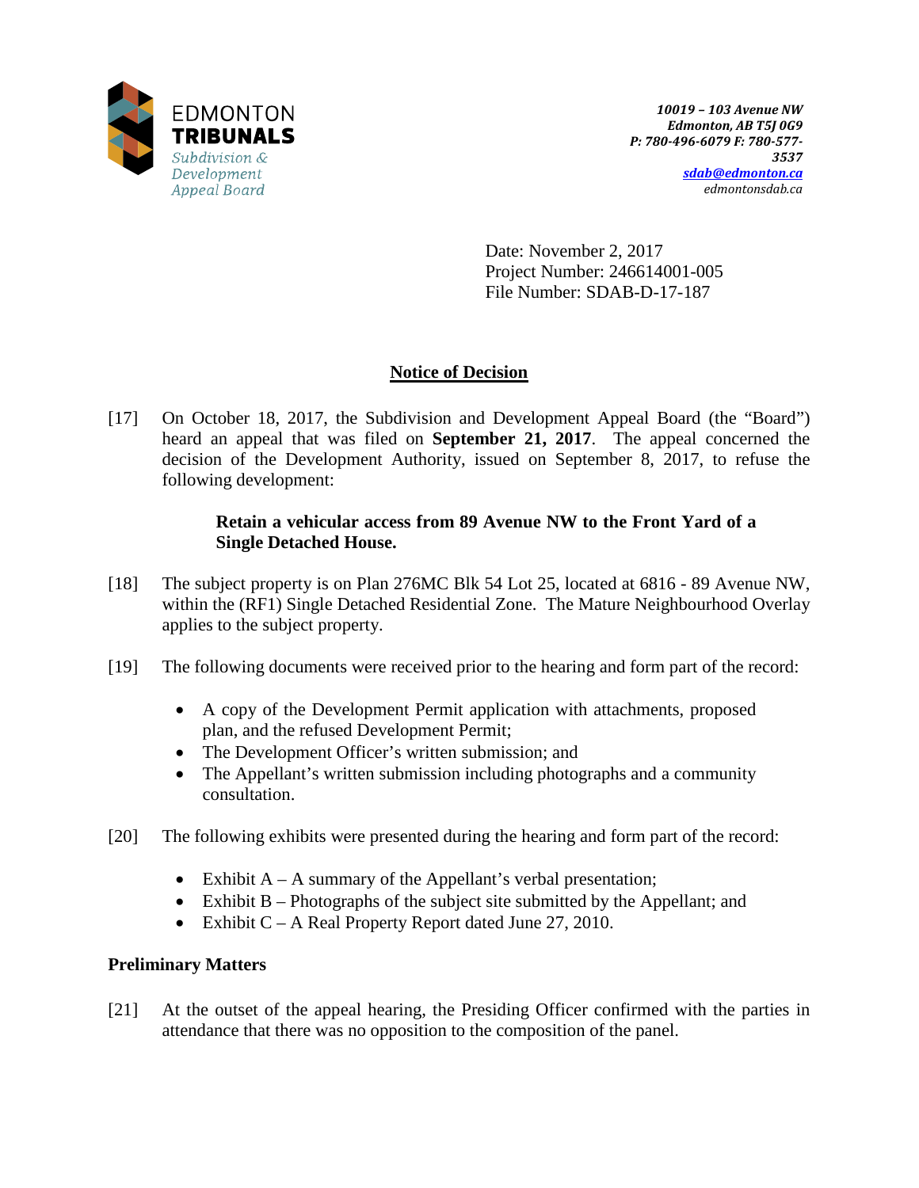EDMONTON
**TRIBUNALS**
*Subdivision & Development Appeal Board*

***10019 – 103 Avenue NW***
***Edmonton, AB T5J 0G9***
***P: 780-496-6079 F: 780-577-3537***
***sdab@edmonton.ca***
*edmontonsdab.ca*

Date: November 2, 2017
Project Number: 246614001-005
File Number: SDAB-D-17-187

## Notice of Decision

[17] On October 18, 2017, the Subdivision and Development Appeal Board (the "Board") heard an appeal that was filed on **September 21, 2017**. The appeal concerned the decision of the Development Authority, issued on September 8, 2017, to refuse the following development:

> **Retain a vehicular access from 89 Avenue NW to the Front Yard of a Single Detached House.**

[18] The subject property is on Plan 276MC Blk 54 Lot 25, located at 6816 - 89 Avenue NW, within the (RF1) Single Detached Residential Zone. The Mature Neighbourhood Overlay applies to the subject property.

[19] The following documents were received prior to the hearing and form part of the record:

- A copy of the Development Permit application with attachments, proposed plan, and the refused Development Permit;
- The Development Officer's written submission; and
- The Appellant's written submission including photographs and a community consultation.

[20] The following exhibits were presented during the hearing and form part of the record:

- Exhibit A – A summary of the Appellant's verbal presentation;
- Exhibit B – Photographs of the subject site submitted by the Appellant; and
- Exhibit C – A Real Property Report dated June 27, 2010.

### Preliminary Matters

[21] At the outset of the appeal hearing, the Presiding Officer confirmed with the parties in attendance that there was no opposition to the composition of the panel.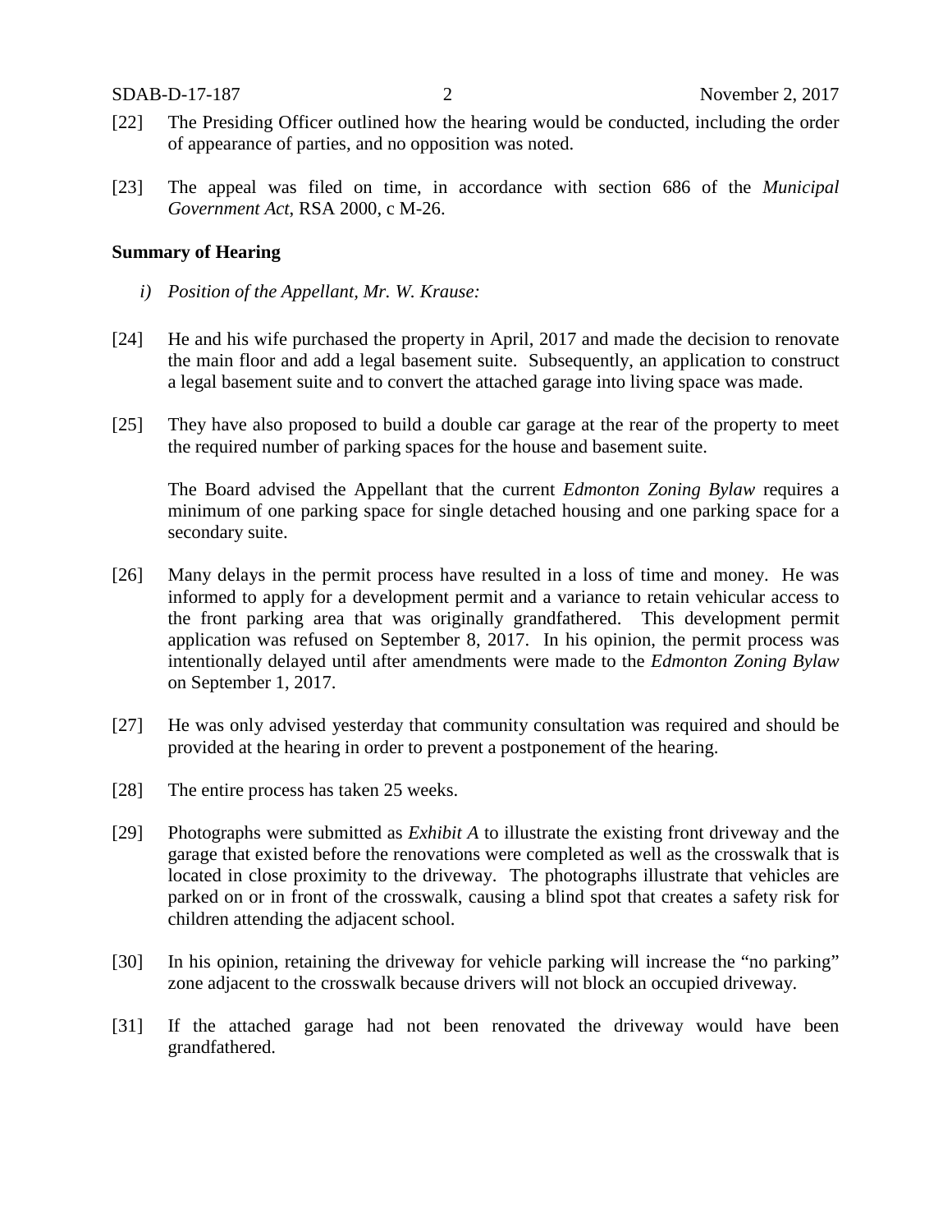[22] The Presiding Officer outlined how the hearing would be conducted, including the order of appearance of parties, and no opposition was noted.

[23] The appeal was filed on time, in accordance with section 686 of the *Municipal Government Act*, RSA 2000, c M-26.

**Summary of Hearing**

*i) Position of the Appellant, Mr. W. Krause:*

[24] He and his wife purchased the property in April, 2017 and made the decision to renovate the main floor and add a legal basement suite. Subsequently, an application to construct a legal basement suite and to convert the attached garage into living space was made.

[25] They have also proposed to build a double car garage at the rear of the property to meet the required number of parking spaces for the house and basement suite.

The Board advised the Appellant that the current *Edmonton Zoning Bylaw* requires a minimum of one parking space for single detached housing and one parking space for a secondary suite.

[26] Many delays in the permit process have resulted in a loss of time and money. He was informed to apply for a development permit and a variance to retain vehicular access to the front parking area that was originally grandfathered. This development permit application was refused on September 8, 2017. In his opinion, the permit process was intentionally delayed until after amendments were made to the *Edmonton Zoning Bylaw* on September 1, 2017.

[27] He was only advised yesterday that community consultation was required and should be provided at the hearing in order to prevent a postponement of the hearing.

[28] The entire process has taken 25 weeks.

[29] Photographs were submitted as *Exhibit A* to illustrate the existing front driveway and the garage that existed before the renovations were completed as well as the crosswalk that is located in close proximity to the driveway. The photographs illustrate that vehicles are parked on or in front of the crosswalk, causing a blind spot that creates a safety risk for children attending the adjacent school.

[30] In his opinion, retaining the driveway for vehicle parking will increase the "no parking" zone adjacent to the crosswalk because drivers will not block an occupied driveway.

[31] If the attached garage had not been renovated the driveway would have been grandfathered.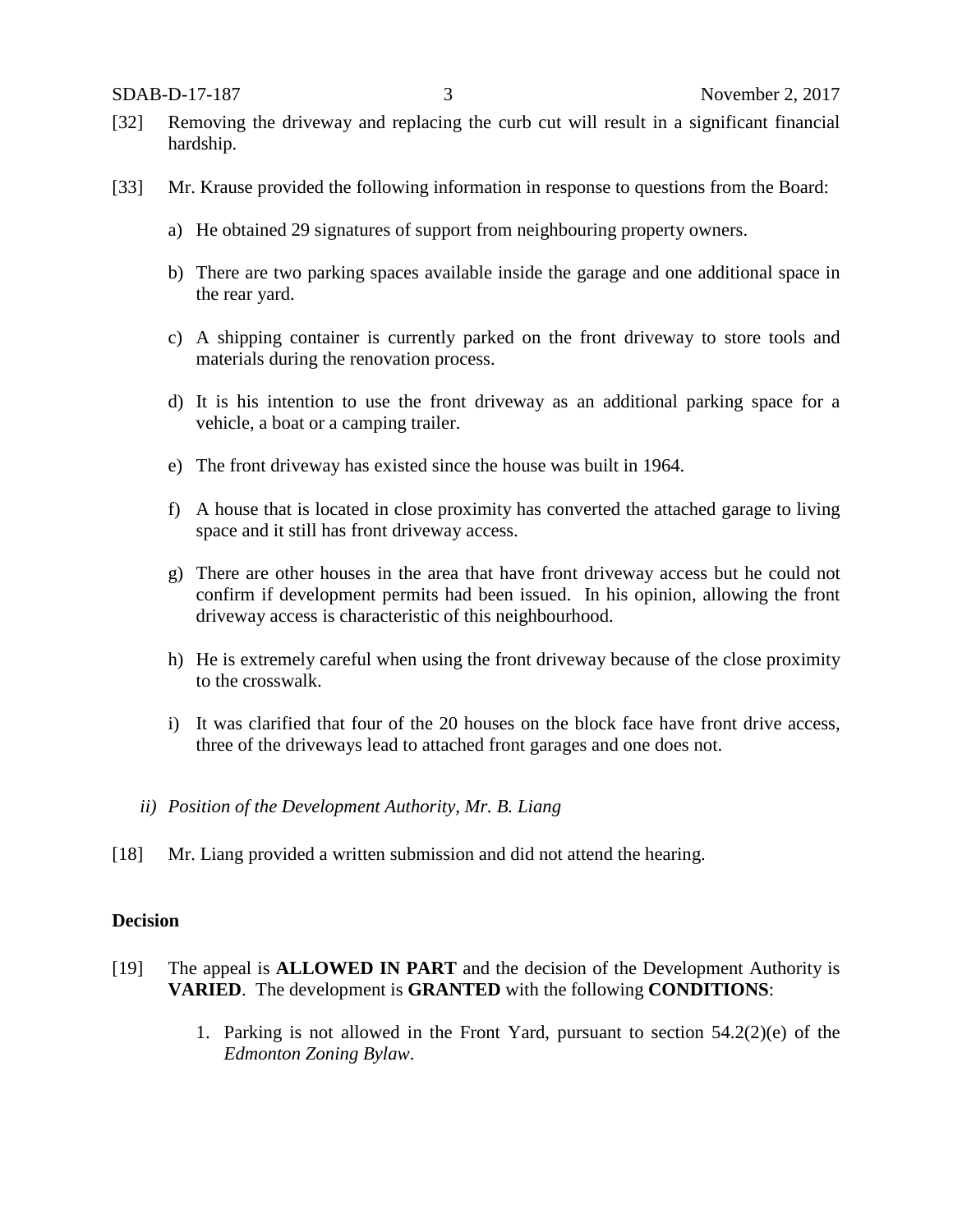[32] Removing the driveway and replacing the curb cut will result in a significant financial hardship.

[33] Mr. Krause provided the following information in response to questions from the Board:

a) He obtained 29 signatures of support from neighbouring property owners.

b) There are two parking spaces available inside the garage and one additional space in the rear yard.

c) A shipping container is currently parked on the front driveway to store tools and materials during the renovation process.

d) It is his intention to use the front driveway as an additional parking space for a vehicle, a boat or a camping trailer.

e) The front driveway has existed since the house was built in 1964.

f) A house that is located in close proximity has converted the attached garage to living space and it still has front driveway access.

g) There are other houses in the area that have front driveway access but he could not confirm if development permits had been issued. In his opinion, allowing the front driveway access is characteristic of this neighbourhood.

h) He is extremely careful when using the front driveway because of the close proximity to the crosswalk.

i) It was clarified that four of the 20 houses on the block face have front drive access, three of the driveways lead to attached front garages and one does not.

*ii) Position of the Development Authority, Mr. B. Liang*

[18] Mr. Liang provided a written submission and did not attend the hearing.

**Decision**

[19] The appeal is **ALLOWED IN PART** and the decision of the Development Authority is **VARIED**. The development is **GRANTED** with the following **CONDITIONS**:

1. Parking is not allowed in the Front Yard, pursuant to section 54.2(2)(e) of the *Edmonton Zoning Bylaw*.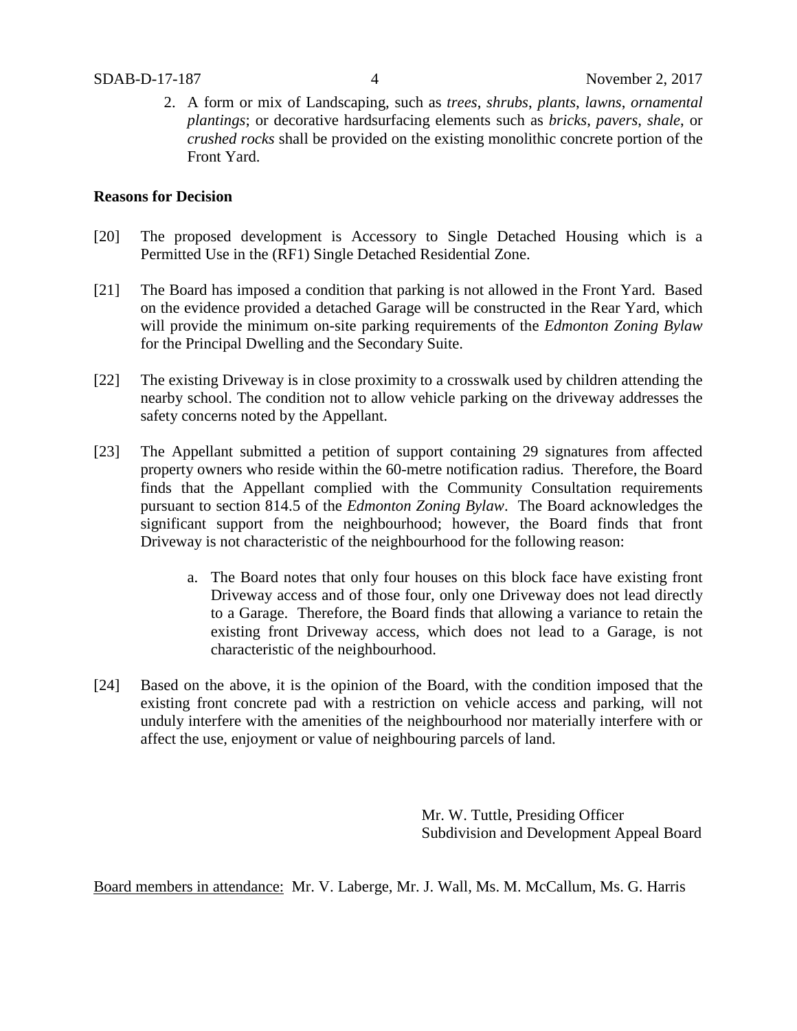2. A form or mix of Landscaping, such as *trees*, *shrubs*, *plants*, *lawns*, *ornamental plantings*; or decorative hardsurfacing elements such as *bricks*, *pavers*, *shale*, or *crushed rocks* shall be provided on the existing monolithic concrete portion of the Front Yard.

**Reasons for Decision**

[20] The proposed development is Accessory to Single Detached Housing which is a Permitted Use in the (RF1) Single Detached Residential Zone.

[21] The Board has imposed a condition that parking is not allowed in the Front Yard. Based on the evidence provided a detached Garage will be constructed in the Rear Yard, which will provide the minimum on-site parking requirements of the *Edmonton Zoning Bylaw* for the Principal Dwelling and the Secondary Suite.

[22] The existing Driveway is in close proximity to a crosswalk used by children attending the nearby school. The condition not to allow vehicle parking on the driveway addresses the safety concerns noted by the Appellant.

[23] The Appellant submitted a petition of support containing 29 signatures from affected property owners who reside within the 60-metre notification radius. Therefore, the Board finds that the Appellant complied with the Community Consultation requirements pursuant to section 814.5 of the *Edmonton Zoning Bylaw*. The Board acknowledges the significant support from the neighbourhood; however, the Board finds that front Driveway is not characteristic of the neighbourhood for the following reason:

a. The Board notes that only four houses on this block face have existing front Driveway access and of those four, only one Driveway does not lead directly to a Garage. Therefore, the Board finds that allowing a variance to retain the existing front Driveway access, which does not lead to a Garage, is not characteristic of the neighbourhood.

[24] Based on the above, it is the opinion of the Board, with the condition imposed that the existing front concrete pad with a restriction on vehicle access and parking, will not unduly interfere with the amenities of the neighbourhood nor materially interfere with or affect the use, enjoyment or value of neighbouring parcels of land.

Mr. W. Tuttle, Presiding Officer
Subdivision and Development Appeal Board

Board members in attendance: Mr. V. Laberge, Mr. J. Wall, Ms. M. McCallum, Ms. G. Harris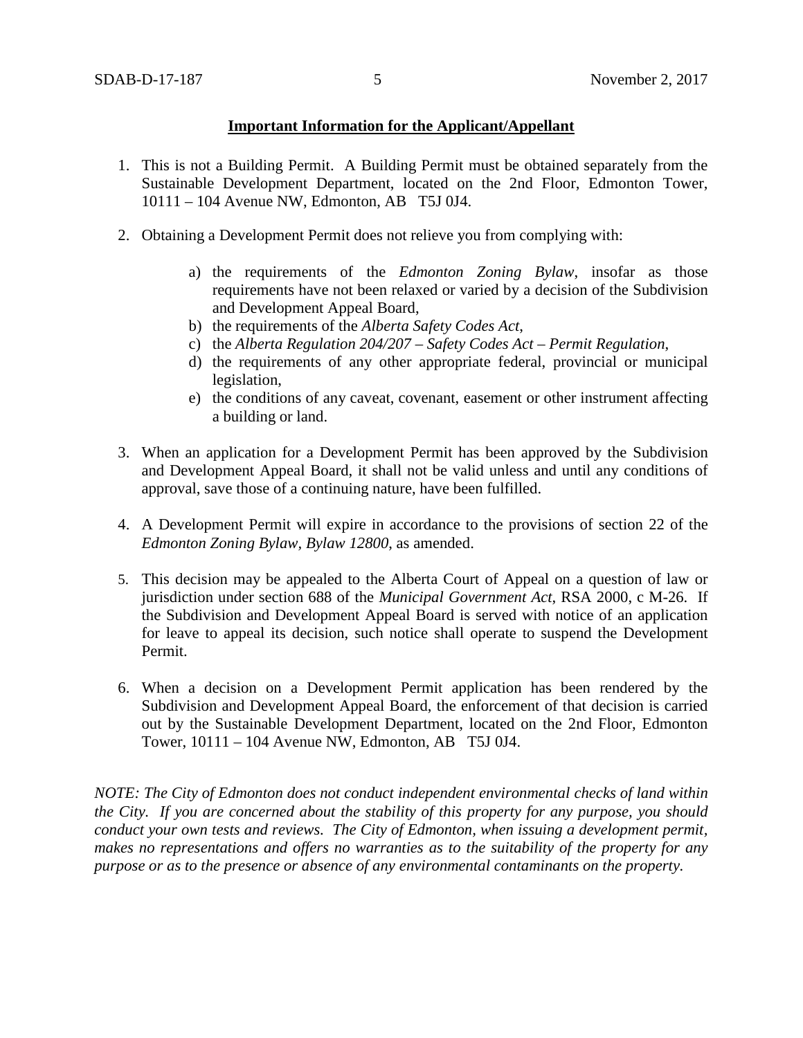**Important Information for the Applicant/Appellant**

1. This is not a Building Permit. A Building Permit must be obtained separately from the Sustainable Development Department, located on the 2nd Floor, Edmonton Tower, 10111 – 104 Avenue NW, Edmonton, AB T5J 0J4.

2. Obtaining a Development Permit does not relieve you from complying with:

    a) the requirements of the *Edmonton Zoning Bylaw*, insofar as those requirements have not been relaxed or varied by a decision of the Subdivision and Development Appeal Board,
    b) the requirements of the *Alberta Safety Codes Act*,
    c) the *Alberta Regulation 204/207 – Safety Codes Act – Permit Regulation*,
    d) the requirements of any other appropriate federal, provincial or municipal legislation,
    e) the conditions of any caveat, covenant, easement or other instrument affecting a building or land.

3. When an application for a Development Permit has been approved by the Subdivision and Development Appeal Board, it shall not be valid unless and until any conditions of approval, save those of a continuing nature, have been fulfilled.

4. A Development Permit will expire in accordance to the provisions of section 22 of the *Edmonton Zoning Bylaw, Bylaw 12800*, as amended.

5. This decision may be appealed to the Alberta Court of Appeal on a question of law or jurisdiction under section 688 of the *Municipal Government Act*, RSA 2000, c M-26. If the Subdivision and Development Appeal Board is served with notice of an application for leave to appeal its decision, such notice shall operate to suspend the Development Permit.

6. When a decision on a Development Permit application has been rendered by the Subdivision and Development Appeal Board, the enforcement of that decision is carried out by the Sustainable Development Department, located on the 2nd Floor, Edmonton Tower, 10111 – 104 Avenue NW, Edmonton, AB T5J 0J4.

*NOTE: The City of Edmonton does not conduct independent environmental checks of land within the City. If you are concerned about the stability of this property for any purpose, you should conduct your own tests and reviews. The City of Edmonton, when issuing a development permit, makes no representations and offers no warranties as to the suitability of the property for any purpose or as to the presence or absence of any environmental contaminants on the property.*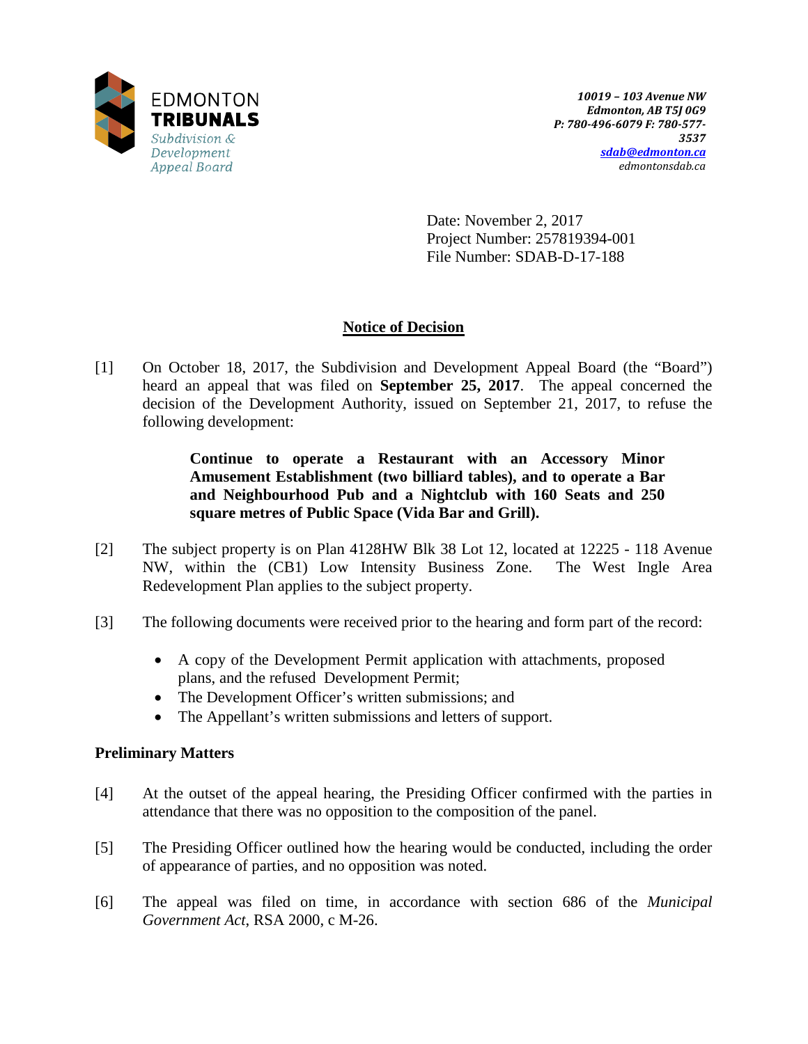EDMONTON
**TRIBUNALS**
*Subdivision & Development Appeal Board*

***10019 – 103 Avenue NW***
***Edmonton, AB T5J 0G9***
***P: 780-496-6079 F: 780-577-3537***
***sdab@edmonton.ca***
*edmontonsdab.ca*

Date: November 2, 2017
Project Number: 257819394-001
File Number: SDAB-D-17-188

## Notice of Decision

[1] On October 18, 2017, the Subdivision and Development Appeal Board (the "Board") heard an appeal that was filed on **September 25, 2017**. The appeal concerned the decision of the Development Authority, issued on September 21, 2017, to refuse the following development:

> **Continue to operate a Restaurant with an Accessory Minor Amusement Establishment (two billiard tables), and to operate a Bar and Neighbourhood Pub and a Nightclub with 160 Seats and 250 square metres of Public Space (Vida Bar and Grill).**

[2] The subject property is on Plan 4128HW Blk 38 Lot 12, located at 12225 - 118 Avenue NW, within the (CB1) Low Intensity Business Zone. The West Ingle Area Redevelopment Plan applies to the subject property.

[3] The following documents were received prior to the hearing and form part of the record:

- A copy of the Development Permit application with attachments, proposed plans, and the refused Development Permit;
- The Development Officer's written submissions; and
- The Appellant's written submissions and letters of support.

### Preliminary Matters

[4] At the outset of the appeal hearing, the Presiding Officer confirmed with the parties in attendance that there was no opposition to the composition of the panel.

[5] The Presiding Officer outlined how the hearing would be conducted, including the order of appearance of parties, and no opposition was noted.

[6] The appeal was filed on time, in accordance with section 686 of the *Municipal Government Act*, RSA 2000, c M-26.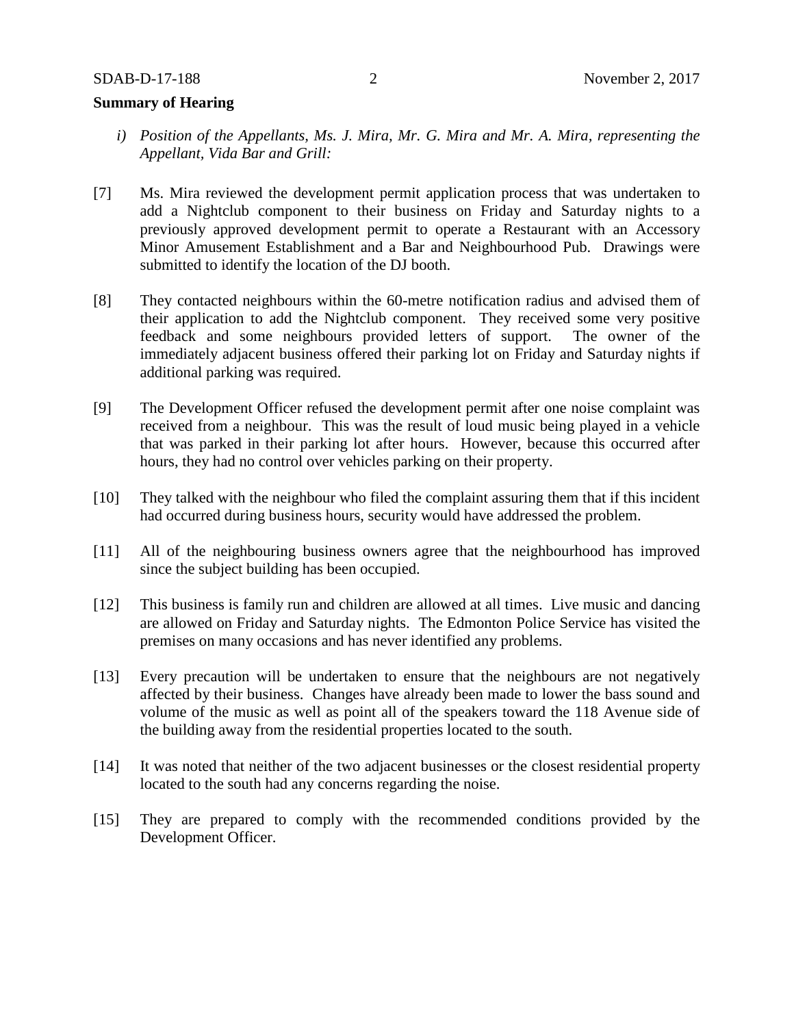**Summary of Hearing**

*i) Position of the Appellants, Ms. J. Mira, Mr. G. Mira and Mr. A. Mira, representing the Appellant, Vida Bar and Grill:*

[7] Ms. Mira reviewed the development permit application process that was undertaken to add a Nightclub component to their business on Friday and Saturday nights to a previously approved development permit to operate a Restaurant with an Accessory Minor Amusement Establishment and a Bar and Neighbourhood Pub. Drawings were submitted to identify the location of the DJ booth.

[8] They contacted neighbours within the 60-metre notification radius and advised them of their application to add the Nightclub component. They received some very positive feedback and some neighbours provided letters of support. The owner of the immediately adjacent business offered their parking lot on Friday and Saturday nights if additional parking was required.

[9] The Development Officer refused the development permit after one noise complaint was received from a neighbour. This was the result of loud music being played in a vehicle that was parked in their parking lot after hours. However, because this occurred after hours, they had no control over vehicles parking on their property.

[10] They talked with the neighbour who filed the complaint assuring them that if this incident had occurred during business hours, security would have addressed the problem.

[11] All of the neighbouring business owners agree that the neighbourhood has improved since the subject building has been occupied.

[12] This business is family run and children are allowed at all times. Live music and dancing are allowed on Friday and Saturday nights. The Edmonton Police Service has visited the premises on many occasions and has never identified any problems.

[13] Every precaution will be undertaken to ensure that the neighbours are not negatively affected by their business. Changes have already been made to lower the bass sound and volume of the music as well as point all of the speakers toward the 118 Avenue side of the building away from the residential properties located to the south.

[14] It was noted that neither of the two adjacent businesses or the closest residential property located to the south had any concerns regarding the noise.

[15] They are prepared to comply with the recommended conditions provided by the Development Officer.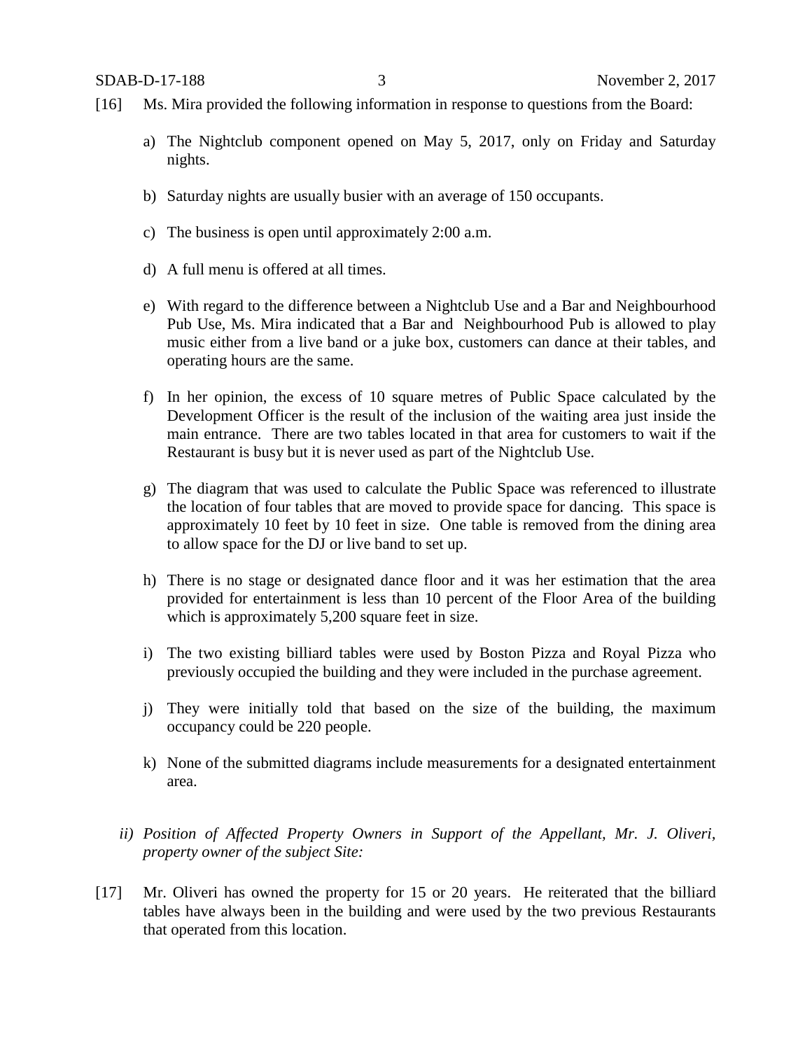[16] Ms. Mira provided the following information in response to questions from the Board:

a) The Nightclub component opened on May 5, 2017, only on Friday and Saturday nights.

b) Saturday nights are usually busier with an average of 150 occupants.

c) The business is open until approximately 2:00 a.m.

d) A full menu is offered at all times.

e) With regard to the difference between a Nightclub Use and a Bar and Neighbourhood Pub Use, Ms. Mira indicated that a Bar and Neighbourhood Pub is allowed to play music either from a live band or a juke box, customers can dance at their tables, and operating hours are the same.

f) In her opinion, the excess of 10 square metres of Public Space calculated by the Development Officer is the result of the inclusion of the waiting area just inside the main entrance. There are two tables located in that area for customers to wait if the Restaurant is busy but it is never used as part of the Nightclub Use.

g) The diagram that was used to calculate the Public Space was referenced to illustrate the location of four tables that are moved to provide space for dancing. This space is approximately 10 feet by 10 feet in size. One table is removed from the dining area to allow space for the DJ or live band to set up.

h) There is no stage or designated dance floor and it was her estimation that the area provided for entertainment is less than 10 percent of the Floor Area of the building which is approximately 5,200 square feet in size.

i) The two existing billiard tables were used by Boston Pizza and Royal Pizza who previously occupied the building and they were included in the purchase agreement.

j) They were initially told that based on the size of the building, the maximum occupancy could be 220 people.

k) None of the submitted diagrams include measurements for a designated entertainment area.

*ii) Position of Affected Property Owners in Support of the Appellant, Mr. J. Oliveri, property owner of the subject Site:*

[17] Mr. Oliveri has owned the property for 15 or 20 years. He reiterated that the billiard tables have always been in the building and were used by the two previous Restaurants that operated from this location.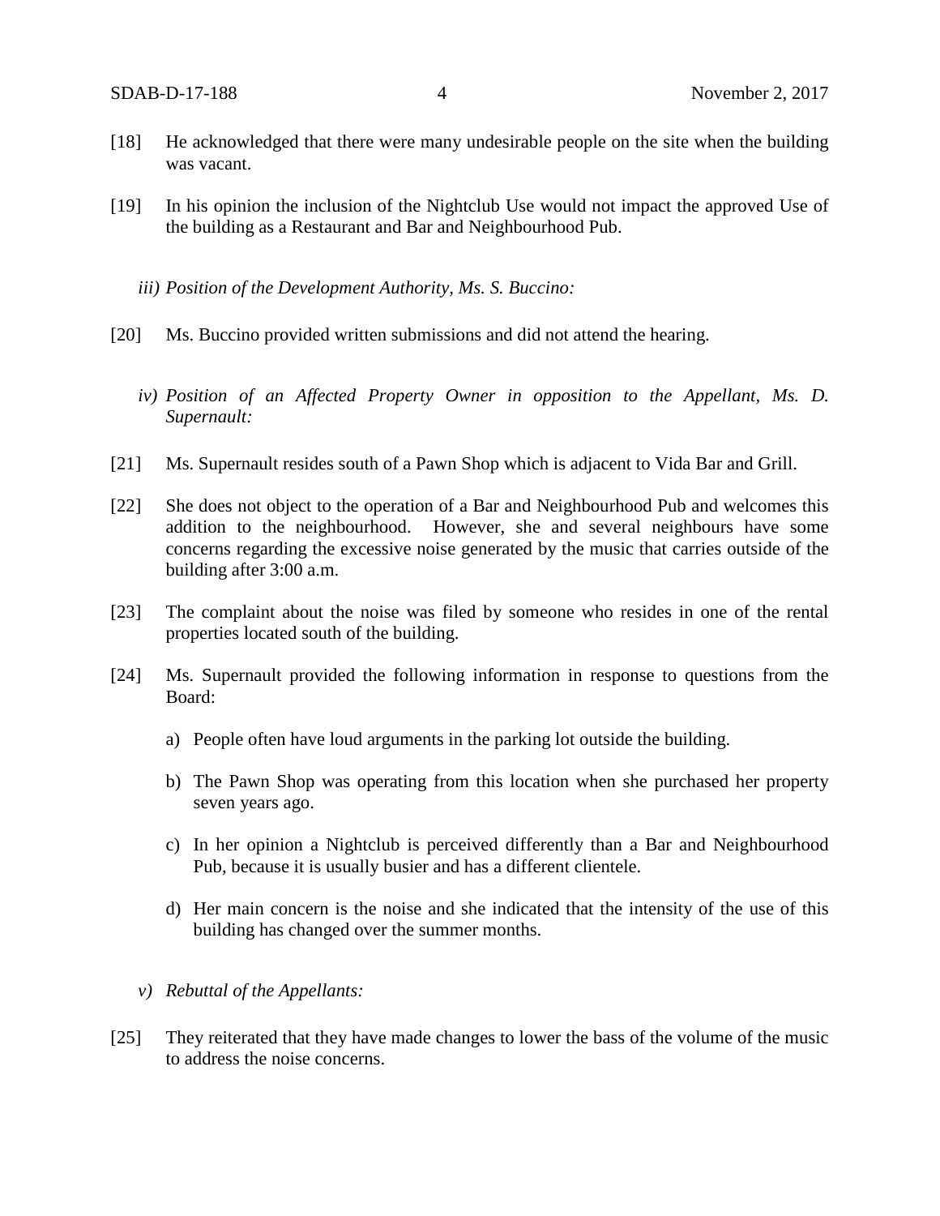[18] He acknowledged that there were many undesirable people on the site when the building was vacant.

[19] In his opinion the inclusion of the Nightclub Use would not impact the approved Use of the building as a Restaurant and Bar and Neighbourhood Pub.

*iii) Position of the Development Authority, Ms. S. Buccino:*

[20] Ms. Buccino provided written submissions and did not attend the hearing.

*iv) Position of an Affected Property Owner in opposition to the Appellant, Ms. D. Supernault:*

[21] Ms. Supernault resides south of a Pawn Shop which is adjacent to Vida Bar and Grill.

[22] She does not object to the operation of a Bar and Neighbourhood Pub and welcomes this addition to the neighbourhood. However, she and several neighbours have some concerns regarding the excessive noise generated by the music that carries outside of the building after 3:00 a.m.

[23] The complaint about the noise was filed by someone who resides in one of the rental properties located south of the building.

[24] Ms. Supernault provided the following information in response to questions from the Board:

a) People often have loud arguments in the parking lot outside the building.

b) The Pawn Shop was operating from this location when she purchased her property seven years ago.

c) In her opinion a Nightclub is perceived differently than a Bar and Neighbourhood Pub, because it is usually busier and has a different clientele.

d) Her main concern is the noise and she indicated that the intensity of the use of this building has changed over the summer months.

*v) Rebuttal of the Appellants:*

[25] They reiterated that they have made changes to lower the bass of the volume of the music to address the noise concerns.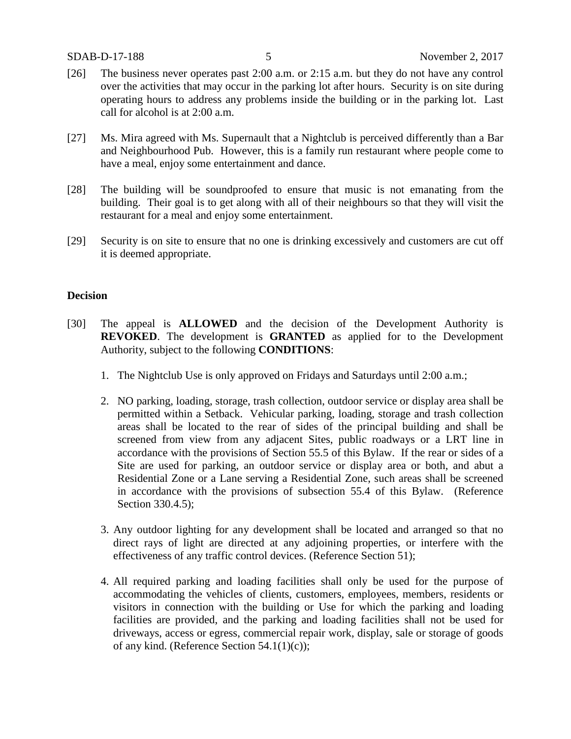[26] The business never operates past 2:00 a.m. or 2:15 a.m. but they do not have any control over the activities that may occur in the parking lot after hours. Security is on site during operating hours to address any problems inside the building or in the parking lot. Last call for alcohol is at 2:00 a.m.

[27] Ms. Mira agreed with Ms. Supernault that a Nightclub is perceived differently than a Bar and Neighbourhood Pub. However, this is a family run restaurant where people come to have a meal, enjoy some entertainment and dance.

[28] The building will be soundproofed to ensure that music is not emanating from the building. Their goal is to get along with all of their neighbours so that they will visit the restaurant for a meal and enjoy some entertainment.

[29] Security is on site to ensure that no one is drinking excessively and customers are cut off it is deemed appropriate.

## Decision

[30] The appeal is **ALLOWED** and the decision of the Development Authority is **REVOKED**. The development is **GRANTED** as applied for to the Development Authority, subject to the following **CONDITIONS**:

1. The Nightclub Use is only approved on Fridays and Saturdays until 2:00 a.m.;

2. NO parking, loading, storage, trash collection, outdoor service or display area shall be permitted within a Setback. Vehicular parking, loading, storage and trash collection areas shall be located to the rear of sides of the principal building and shall be screened from view from any adjacent Sites, public roadways or a LRT line in accordance with the provisions of Section 55.5 of this Bylaw. If the rear or sides of a Site are used for parking, an outdoor service or display area or both, and abut a Residential Zone or a Lane serving a Residential Zone, such areas shall be screened in accordance with the provisions of subsection 55.4 of this Bylaw. (Reference Section 330.4.5);

3. Any outdoor lighting for any development shall be located and arranged so that no direct rays of light are directed at any adjoining properties, or interfere with the effectiveness of any traffic control devices. (Reference Section 51);

4. All required parking and loading facilities shall only be used for the purpose of accommodating the vehicles of clients, customers, employees, members, residents or visitors in connection with the building or Use for which the parking and loading facilities are provided, and the parking and loading facilities shall not be used for driveways, access or egress, commercial repair work, display, sale or storage of goods of any kind. (Reference Section 54.1(1)(c));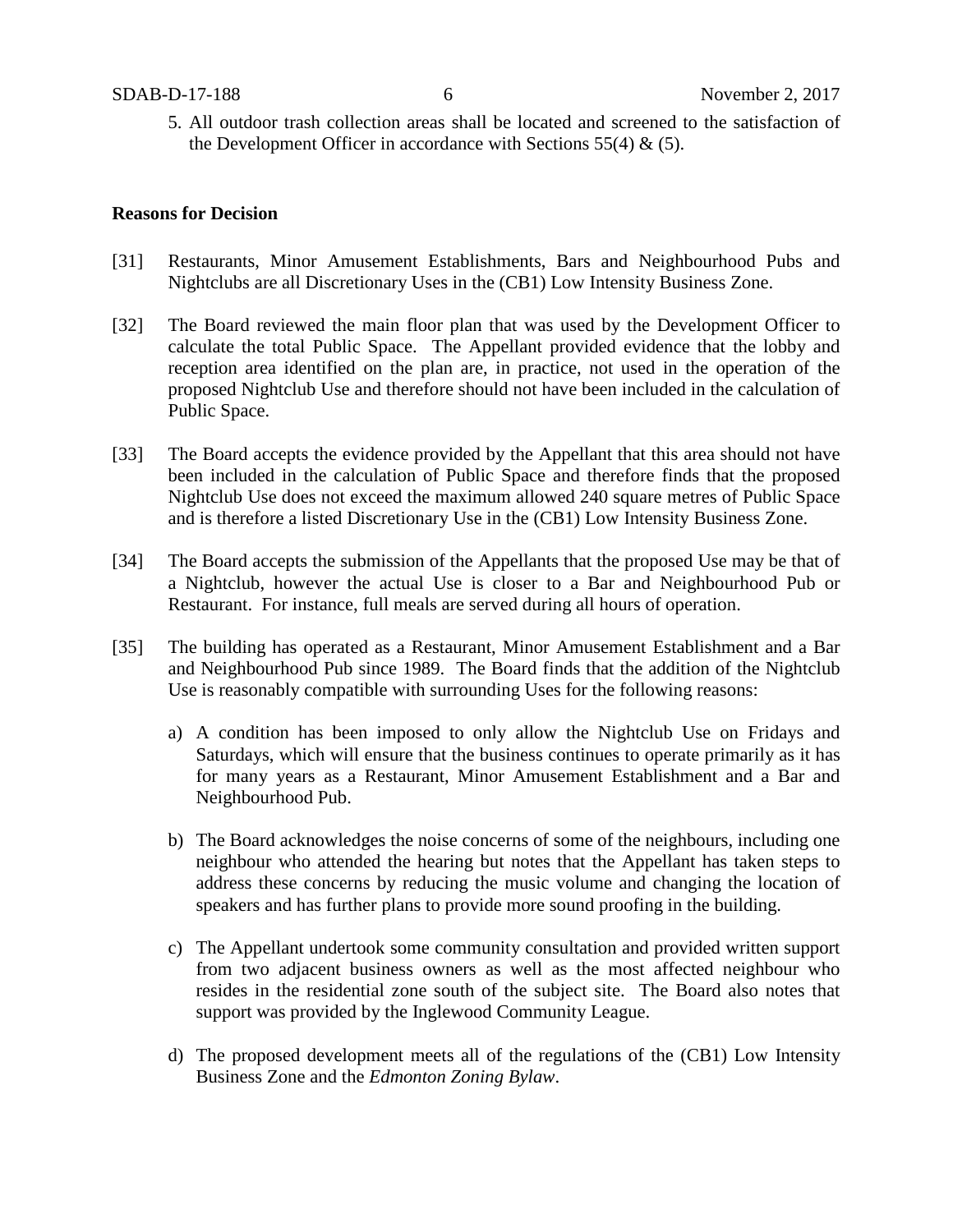5. All outdoor trash collection areas shall be located and screened to the satisfaction of the Development Officer in accordance with Sections 55(4) & (5).

**Reasons for Decision**

[31] Restaurants, Minor Amusement Establishments, Bars and Neighbourhood Pubs and Nightclubs are all Discretionary Uses in the (CB1) Low Intensity Business Zone.

[32] The Board reviewed the main floor plan that was used by the Development Officer to calculate the total Public Space. The Appellant provided evidence that the lobby and reception area identified on the plan are, in practice, not used in the operation of the proposed Nightclub Use and therefore should not have been included in the calculation of Public Space.

[33] The Board accepts the evidence provided by the Appellant that this area should not have been included in the calculation of Public Space and therefore finds that the proposed Nightclub Use does not exceed the maximum allowed 240 square metres of Public Space and is therefore a listed Discretionary Use in the (CB1) Low Intensity Business Zone.

[34] The Board accepts the submission of the Appellants that the proposed Use may be that of a Nightclub, however the actual Use is closer to a Bar and Neighbourhood Pub or Restaurant. For instance, full meals are served during all hours of operation.

[35] The building has operated as a Restaurant, Minor Amusement Establishment and a Bar and Neighbourhood Pub since 1989. The Board finds that the addition of the Nightclub Use is reasonably compatible with surrounding Uses for the following reasons:

a) A condition has been imposed to only allow the Nightclub Use on Fridays and Saturdays, which will ensure that the business continues to operate primarily as it has for many years as a Restaurant, Minor Amusement Establishment and a Bar and Neighbourhood Pub.

b) The Board acknowledges the noise concerns of some of the neighbours, including one neighbour who attended the hearing but notes that the Appellant has taken steps to address these concerns by reducing the music volume and changing the location of speakers and has further plans to provide more sound proofing in the building.

c) The Appellant undertook some community consultation and provided written support from two adjacent business owners as well as the most affected neighbour who resides in the residential zone south of the subject site. The Board also notes that support was provided by the Inglewood Community League.

d) The proposed development meets all of the regulations of the (CB1) Low Intensity Business Zone and the *Edmonton Zoning Bylaw*.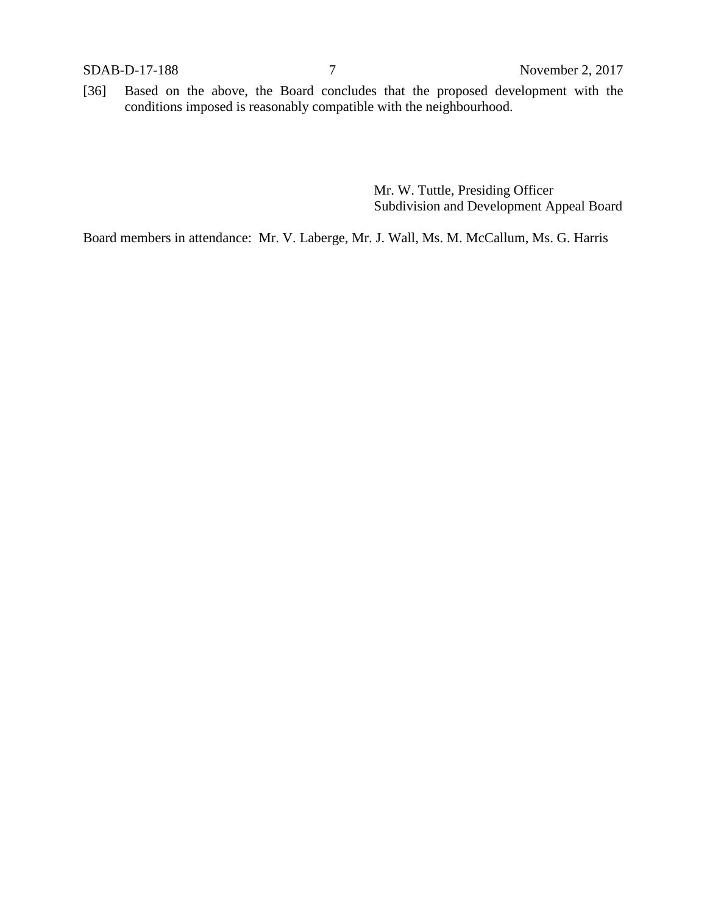[36] Based on the above, the Board concludes that the proposed development with the conditions imposed is reasonably compatible with the neighbourhood.

Mr. W. Tuttle, Presiding Officer
Subdivision and Development Appeal Board

Board members in attendance: Mr. V. Laberge, Mr. J. Wall, Ms. M. McCallum, Ms. G. Harris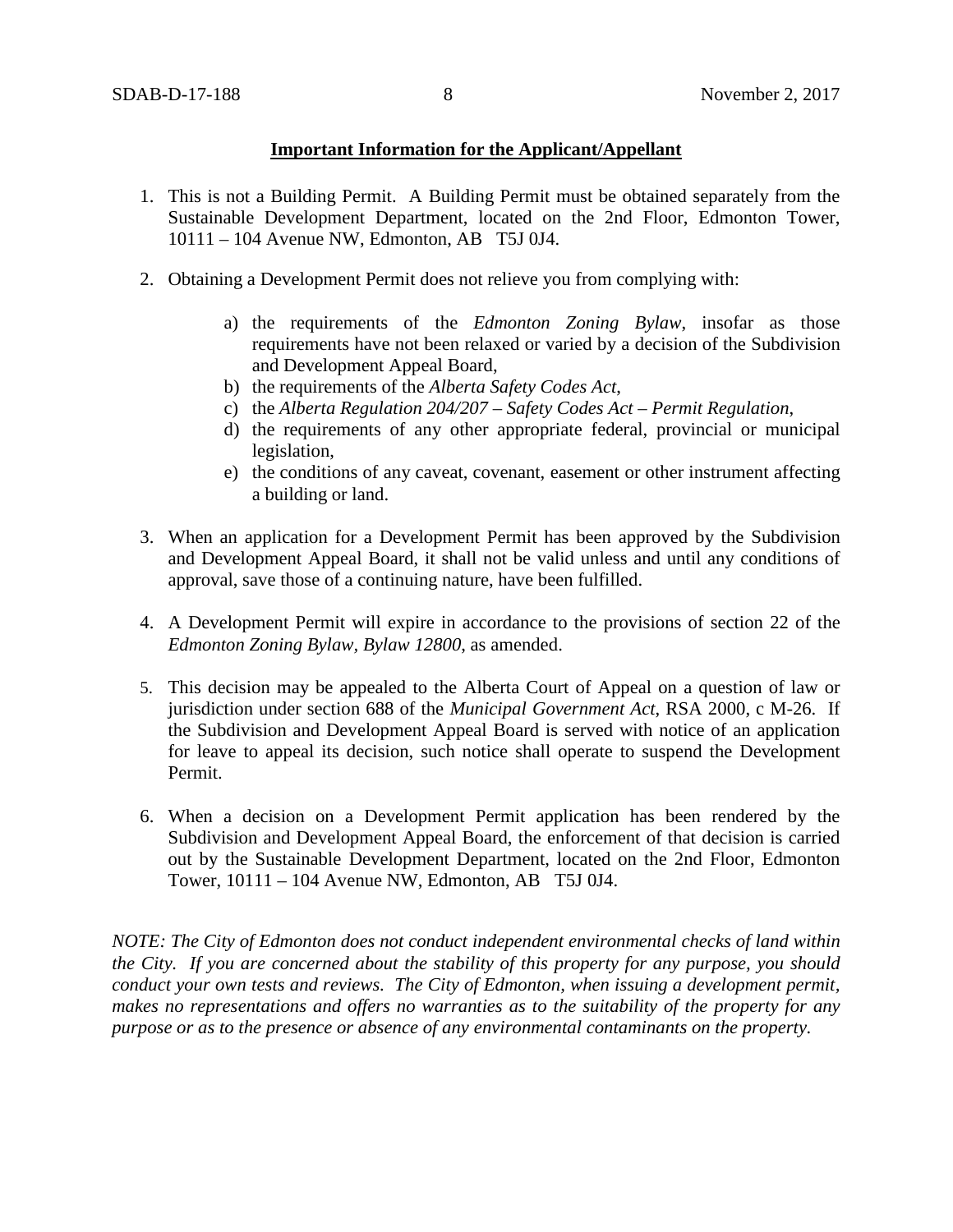**Important Information for the Applicant/Appellant**

1. This is not a Building Permit. A Building Permit must be obtained separately from the Sustainable Development Department, located on the 2nd Floor, Edmonton Tower, 10111 – 104 Avenue NW, Edmonton, AB T5J 0J4.

2. Obtaining a Development Permit does not relieve you from complying with:

   a) the requirements of the *Edmonton Zoning Bylaw*, insofar as those requirements have not been relaxed or varied by a decision of the Subdivision and Development Appeal Board,
   b) the requirements of the *Alberta Safety Codes Act*,
   c) the *Alberta Regulation 204/207 – Safety Codes Act – Permit Regulation*,
   d) the requirements of any other appropriate federal, provincial or municipal legislation,
   e) the conditions of any caveat, covenant, easement or other instrument affecting a building or land.

3. When an application for a Development Permit has been approved by the Subdivision and Development Appeal Board, it shall not be valid unless and until any conditions of approval, save those of a continuing nature, have been fulfilled.

4. A Development Permit will expire in accordance to the provisions of section 22 of the *Edmonton Zoning Bylaw, Bylaw 12800*, as amended.

5. This decision may be appealed to the Alberta Court of Appeal on a question of law or jurisdiction under section 688 of the *Municipal Government Act*, RSA 2000, c M-26. If the Subdivision and Development Appeal Board is served with notice of an application for leave to appeal its decision, such notice shall operate to suspend the Development Permit.

6. When a decision on a Development Permit application has been rendered by the Subdivision and Development Appeal Board, the enforcement of that decision is carried out by the Sustainable Development Department, located on the 2nd Floor, Edmonton Tower, 10111 – 104 Avenue NW, Edmonton, AB T5J 0J4.

*NOTE: The City of Edmonton does not conduct independent environmental checks of land within the City. If you are concerned about the stability of this property for any purpose, you should conduct your own tests and reviews. The City of Edmonton, when issuing a development permit, makes no representations and offers no warranties as to the suitability of the property for any purpose or as to the presence or absence of any environmental contaminants on the property.*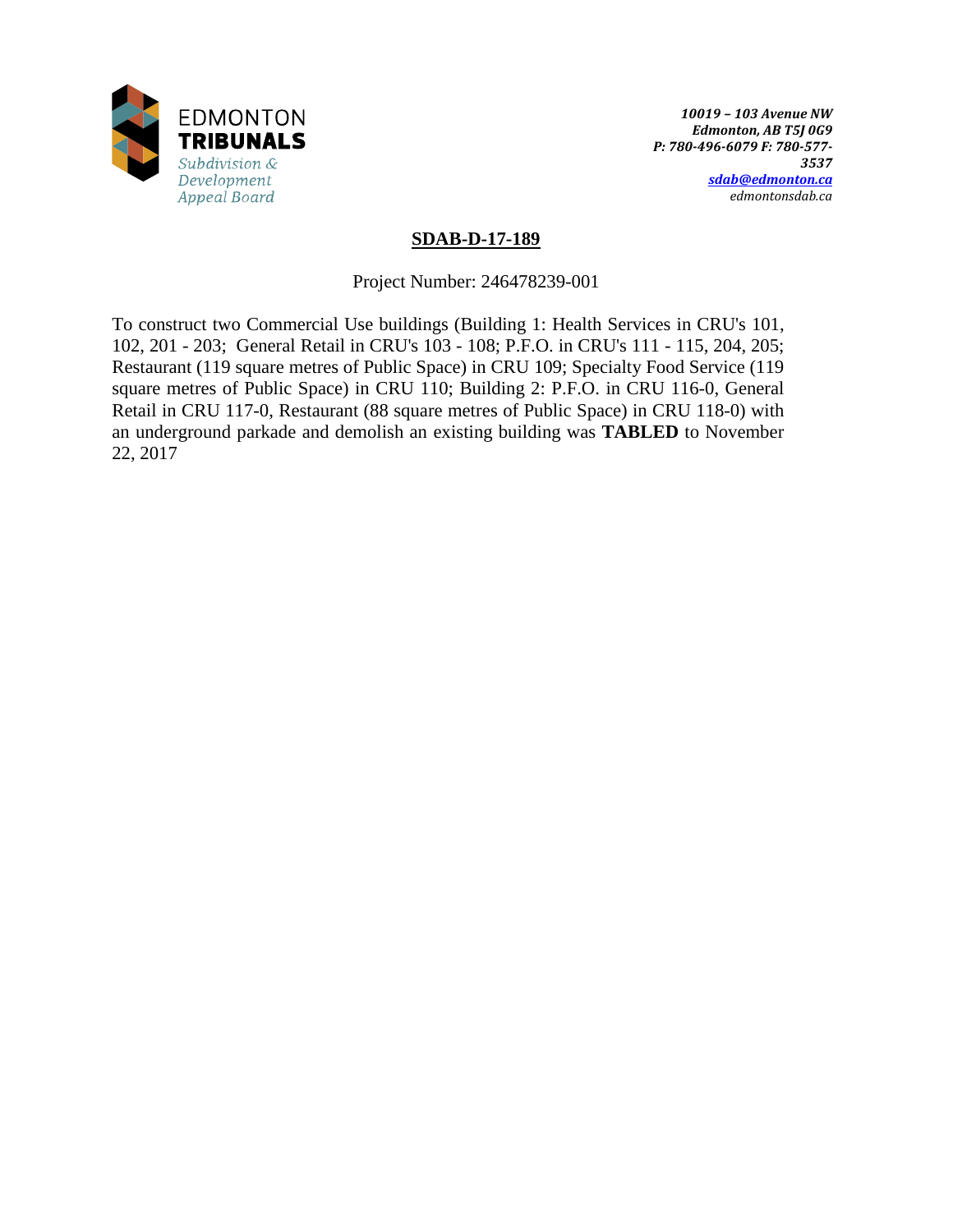EDMONTON
**TRIBUNALS**
*Subdivision & Development Appeal Board*

***10019 – 103 Avenue NW***
***Edmonton, AB T5J 0G9***
***P: 780-496-6079 F: 780-577-3537***
***sdab@edmonton.ca***
*edmontonsdab.ca*

## SDAB-D-17-189

Project Number: 246478239-001

To construct two Commercial Use buildings (Building 1: Health Services in CRU's 101, 102, 201 - 203; General Retail in CRU's 103 - 108; P.F.O. in CRU's 111 - 115, 204, 205; Restaurant (119 square metres of Public Space) in CRU 109; Specialty Food Service (119 square metres of Public Space) in CRU 110; Building 2: P.F.O. in CRU 116-0, General Retail in CRU 117-0, Restaurant (88 square metres of Public Space) in CRU 118-0) with an underground parkade and demolish an existing building was **TABLED** to November 22, 2017